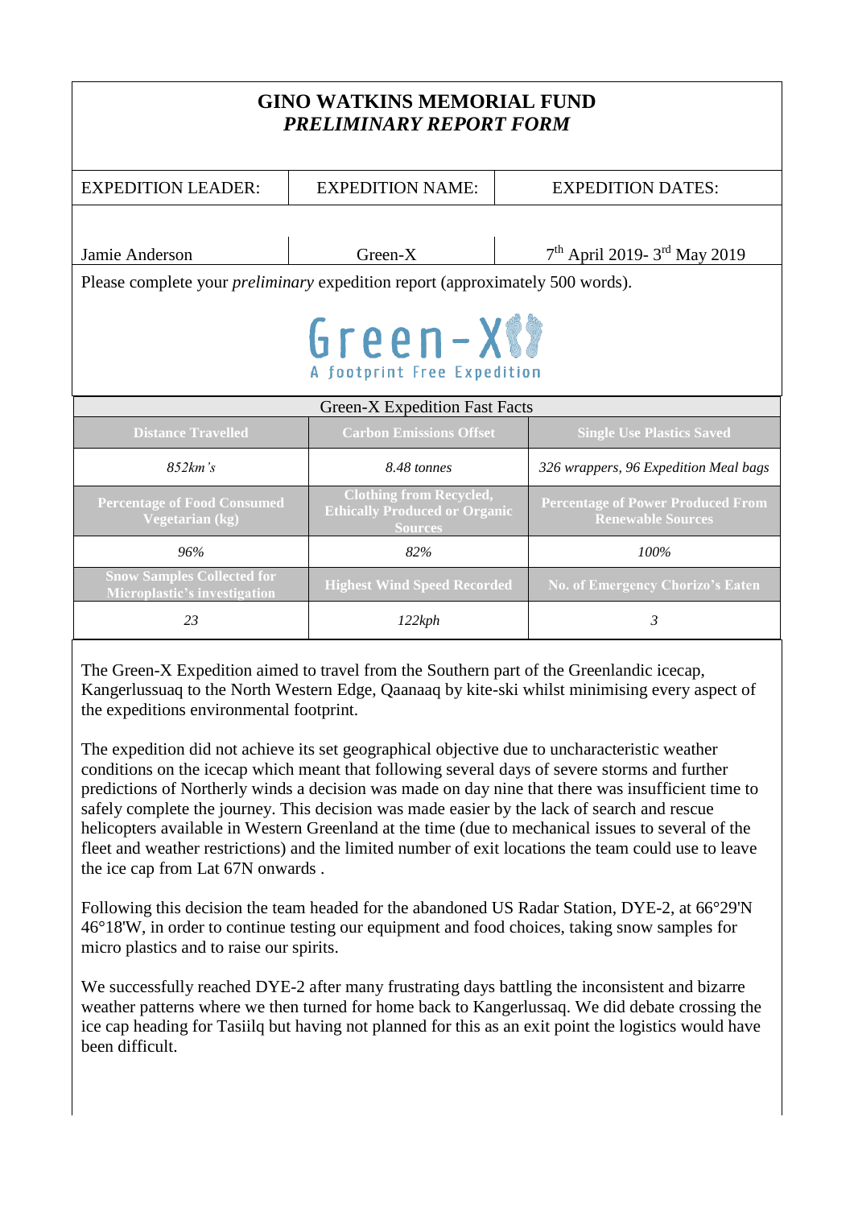# GINO WATKINS MEMORIAL FUND
## *PRELIMINARY REPORT FORM*

| EXPEDITION LEADER: | EXPEDITION NAME: | EXPEDITION DATES: |
|---|---|---|
| Jamie Anderson | Green-X | 7th April 2019- 3rd May 2019 |

Please complete your *preliminary* expedition report (approximately 500 words).

Green-X
A footprint Free Expedition

| Green-X Expedition Fast Facts | | |
|---|---|---|
| **Distance Travelled** | **Carbon Emissions Offset** | **Single Use Plastics Saved** |
| *852km's* | *8.48 tonnes* | *326 wrappers, 96 Expedition Meal bags* |
| **Percentage of Food Consumed Vegetarian (kg)** | **Clothing from Recycled, Ethically Produced or Organic Sources** | **Percentage of Power Produced From Renewable Sources** |
| *96%* | *82%* | *100%* |
| **Snow Samples Collected for Microplastic's investigation** | **Highest Wind Speed Recorded** | **No. of Emergency Chorizo's Eaten** |
| *23* | *122kph* | *3* |

The Green-X Expedition aimed to travel from the Southern part of the Greenlandic icecap, Kangerlussuaq to the North Western Edge, Qaanaaq by kite-ski whilst minimising every aspect of the expeditions environmental footprint.

The expedition did not achieve its set geographical objective due to uncharacteristic weather conditions on the icecap which meant that following several days of severe storms and further predictions of Northerly winds a decision was made on day nine that there was insufficient time to safely complete the journey. This decision was made easier by the lack of search and rescue helicopters available in Western Greenland at the time (due to mechanical issues to several of the fleet and weather restrictions) and the limited number of exit locations the team could use to leave the ice cap from Lat 67N onwards .

Following this decision the team headed for the abandoned US Radar Station, DYE-2, at 66°29'N 46°18'W, in order to continue testing our equipment and food choices, taking snow samples for micro plastics and to raise our spirits.

We successfully reached DYE-2 after many frustrating days battling the inconsistent and bizarre weather patterns where we then turned for home back to Kangerlussaq. We did debate crossing the ice cap heading for Tasiilq but having not planned for this as an exit point the logistics would have been difficult.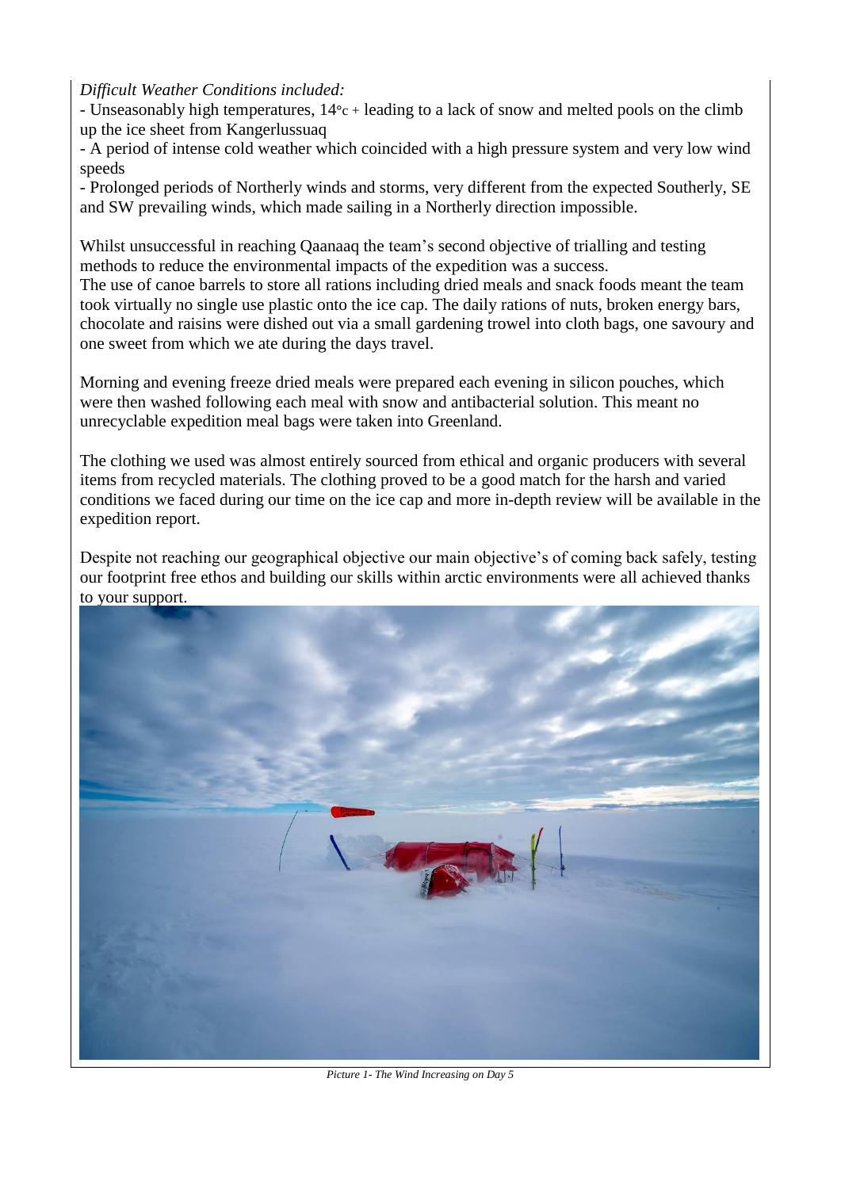*Difficult Weather Conditions included:*

- Unseasonably high temperatures, 14°c + leading to a lack of snow and melted pools on the climb up the ice sheet from Kangerlussuaq
- A period of intense cold weather which coincided with a high pressure system and very low wind speeds
- Prolonged periods of Northerly winds and storms, very different from the expected Southerly, SE and SW prevailing winds, which made sailing in a Northerly direction impossible.

Whilst unsuccessful in reaching Qaanaaq the team's second objective of trialling and testing methods to reduce the environmental impacts of the expedition was a success.
The use of canoe barrels to store all rations including dried meals and snack foods meant the team took virtually no single use plastic onto the ice cap. The daily rations of nuts, broken energy bars, chocolate and raisins were dished out via a small gardening trowel into cloth bags, one savoury and one sweet from which we ate during the days travel.

Morning and evening freeze dried meals were prepared each evening in silicon pouches, which were then washed following each meal with snow and antibacterial solution. This meant no unrecyclable expedition meal bags were taken into Greenland.

The clothing we used was almost entirely sourced from ethical and organic producers with several items from recycled materials. The clothing proved to be a good match for the harsh and varied conditions we faced during our time on the ice cap and more in-depth review will be available in the expedition report.

Despite not reaching our geographical objective our main objective's of coming back safely, testing our footprint free ethos and building our skills within arctic environments were all achieved thanks to your support.

*Picture 1- The Wind Increasing on Day 5*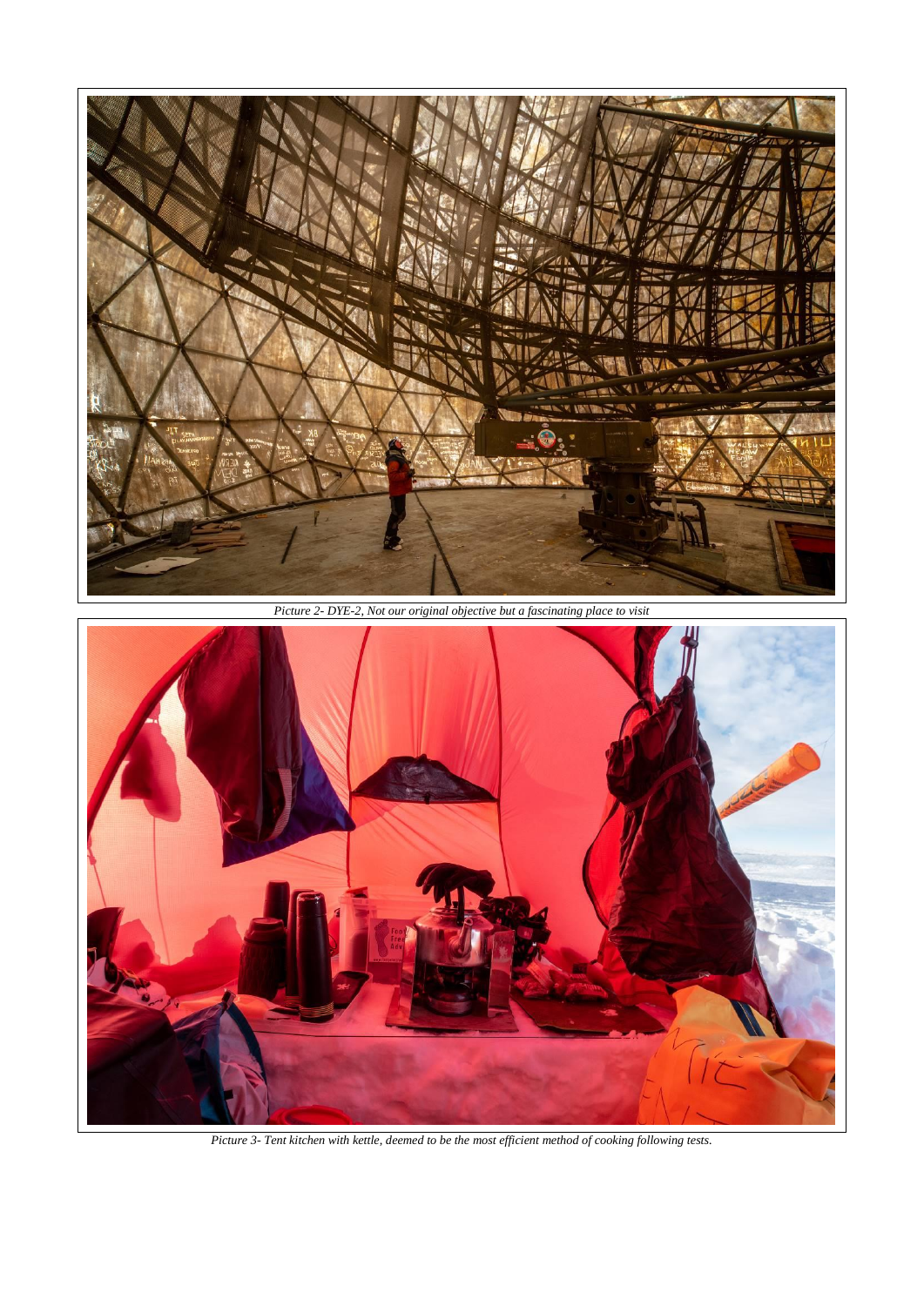*Picture 2- DYE-2, Not our original objective but a fascinating place to visit*

*Picture 3- Tent kitchen with kettle, deemed to be the most efficient method of cooking following tests.*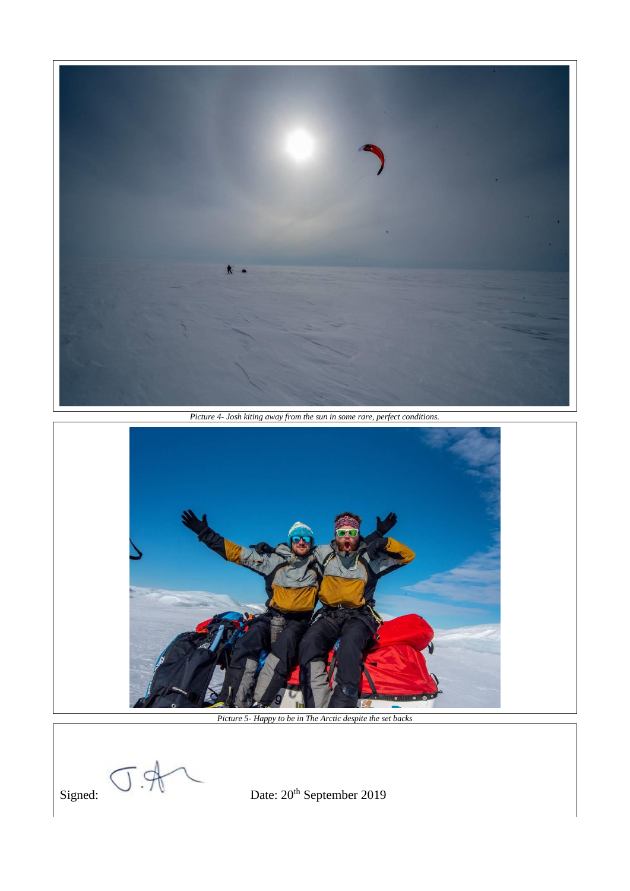*Picture 4- Josh kiting away from the sun in some rare, perfect conditions.*

*Picture 5- Happy to be in The Arctic despite the set backs*

Signed: 

Date: 20th September 2019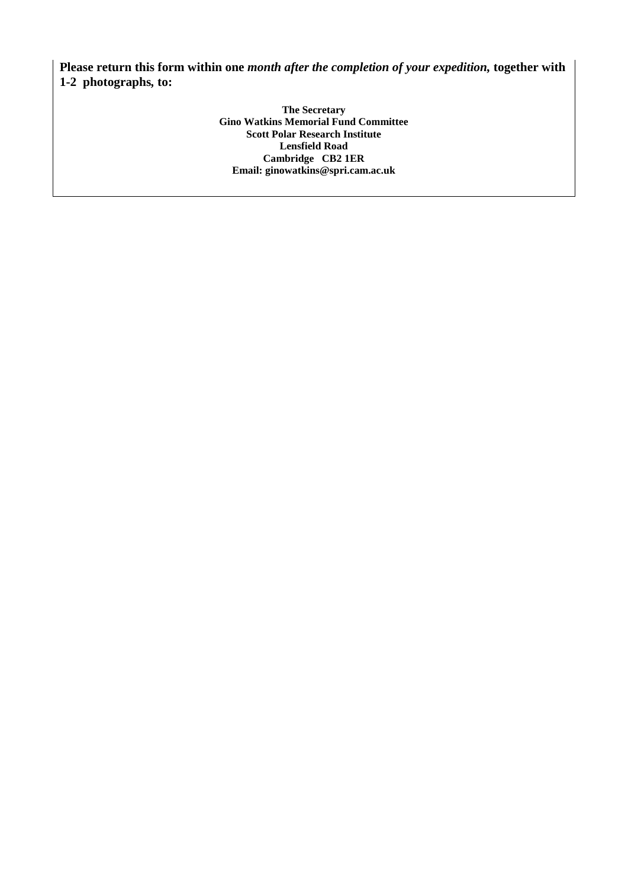**Please return this form within one *month after the completion of your expedition,* together with 1-2 photographs, to:**

**The Secretary**
**Gino Watkins Memorial Fund Committee**
**Scott Polar Research Institute**
**Lensfield Road**
**Cambridge CB2 1ER**
**Email: ginowatkins@spri.cam.ac.uk**